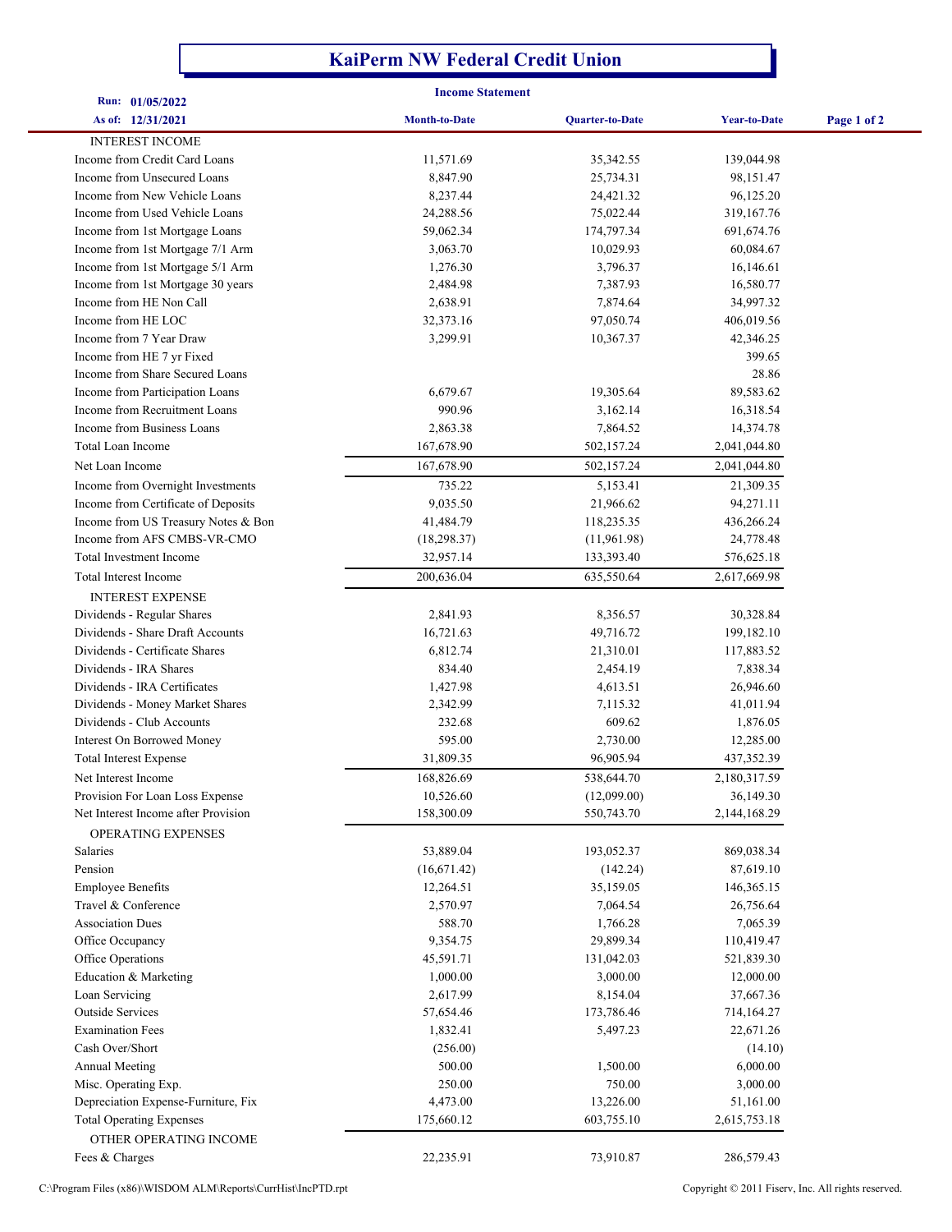# KaiPerm NW Federal Credit Union

**Income Statement**

**Run:** 01/05/2022
**As of:** 12/31/2021

| | Month-to-Date | Quarter-to-Date | Year-to-Date |
|---|---|---|---|
| INTEREST INCOME | | | |
| Income from Credit Card Loans | 11,571.69 | 35,342.55 | 139,044.98 |
| Income from Unsecured Loans | 8,847.90 | 25,734.31 | 98,151.47 |
| Income from New Vehicle Loans | 8,237.44 | 24,421.32 | 96,125.20 |
| Income from Used Vehicle Loans | 24,288.56 | 75,022.44 | 319,167.76 |
| Income from 1st Mortgage Loans | 59,062.34 | 174,797.34 | 691,674.76 |
| Income from 1st Mortgage 7/1 Arm | 3,063.70 | 10,029.93 | 60,084.67 |
| Income from 1st Mortgage 5/1 Arm | 1,276.30 | 3,796.37 | 16,146.61 |
| Income from 1st Mortgage 30 years | 2,484.98 | 7,387.93 | 16,580.77 |
| Income from HE Non Call | 2,638.91 | 7,874.64 | 34,997.32 |
| Income from HE LOC | 32,373.16 | 97,050.74 | 406,019.56 |
| Income from 7 Year Draw | 3,299.91 | 10,367.37 | 42,346.25 |
| Income from HE 7 yr Fixed | | | 399.65 |
| Income from Share Secured Loans | | | 28.86 |
| Income from Participation Loans | 6,679.67 | 19,305.64 | 89,583.62 |
| Income from Recruitment Loans | 990.96 | 3,162.14 | 16,318.54 |
| Income from Business Loans | 2,863.38 | 7,864.52 | 14,374.78 |
| Total Loan Income | 167,678.90 | 502,157.24 | 2,041,044.80 |
| Net Loan Income | 167,678.90 | 502,157.24 | 2,041,044.80 |
| Income from Overnight Investments | 735.22 | 5,153.41 | 21,309.35 |
| Income from Certificate of Deposits | 9,035.50 | 21,966.62 | 94,271.11 |
| Income from US Treasury Notes & Bon | 41,484.79 | 118,235.35 | 436,266.24 |
| Income from AFS CMBS-VR-CMO | (18,298.37) | (11,961.98) | 24,778.48 |
| Total Investment Income | 32,957.14 | 133,393.40 | 576,625.18 |
| Total Interest Income | 200,636.04 | 635,550.64 | 2,617,669.98 |
| INTEREST EXPENSE | | | |
| Dividends - Regular Shares | 2,841.93 | 8,356.57 | 30,328.84 |
| Dividends - Share Draft Accounts | 16,721.63 | 49,716.72 | 199,182.10 |
| Dividends - Certificate Shares | 6,812.74 | 21,310.01 | 117,883.52 |
| Dividends - IRA Shares | 834.40 | 2,454.19 | 7,838.34 |
| Dividends - IRA Certificates | 1,427.98 | 4,613.51 | 26,946.60 |
| Dividends - Money Market Shares | 2,342.99 | 7,115.32 | 41,011.94 |
| Dividends - Club Accounts | 232.68 | 609.62 | 1,876.05 |
| Interest On Borrowed Money | 595.00 | 2,730.00 | 12,285.00 |
| Total Interest Expense | 31,809.35 | 96,905.94 | 437,352.39 |
| Net Interest Income | 168,826.69 | 538,644.70 | 2,180,317.59 |
| Provision For Loan Loss Expense | 10,526.60 | (12,099.00) | 36,149.30 |
| Net Interest Income after Provision | 158,300.09 | 550,743.70 | 2,144,168.29 |
| OPERATING EXPENSES | | | |
| Salaries | 53,889.04 | 193,052.37 | 869,038.34 |
| Pension | (16,671.42) | (142.24) | 87,619.10 |
| Employee Benefits | 12,264.51 | 35,159.05 | 146,365.15 |
| Travel & Conference | 2,570.97 | 7,064.54 | 26,756.64 |
| Association Dues | 588.70 | 1,766.28 | 7,065.39 |
| Office Occupancy | 9,354.75 | 29,899.34 | 110,419.47 |
| Office Operations | 45,591.71 | 131,042.03 | 521,839.30 |
| Education & Marketing | 1,000.00 | 3,000.00 | 12,000.00 |
| Loan Servicing | 2,617.99 | 8,154.04 | 37,667.36 |
| Outside Services | 57,654.46 | 173,786.46 | 714,164.27 |
| Examination Fees | 1,832.41 | 5,497.23 | 22,671.26 |
| Cash Over/Short | (256.00) | | (14.10) |
| Annual Meeting | 500.00 | 1,500.00 | 6,000.00 |
| Misc. Operating Exp. | 250.00 | 750.00 | 3,000.00 |
| Depreciation Expense-Furniture, Fix | 4,473.00 | 13,226.00 | 51,161.00 |
| Total Operating Expenses | 175,660.12 | 603,755.10 | 2,615,753.18 |
| OTHER OPERATING INCOME | | | |
| Fees & Charges | 22,235.91 | 73,910.87 | 286,579.43 |

C:\Program Files (x86)\WISDOM ALM\Reports\CurrHist\IncPTD.rpt

Copyright © 2011 Fiserv, Inc. All rights reserved.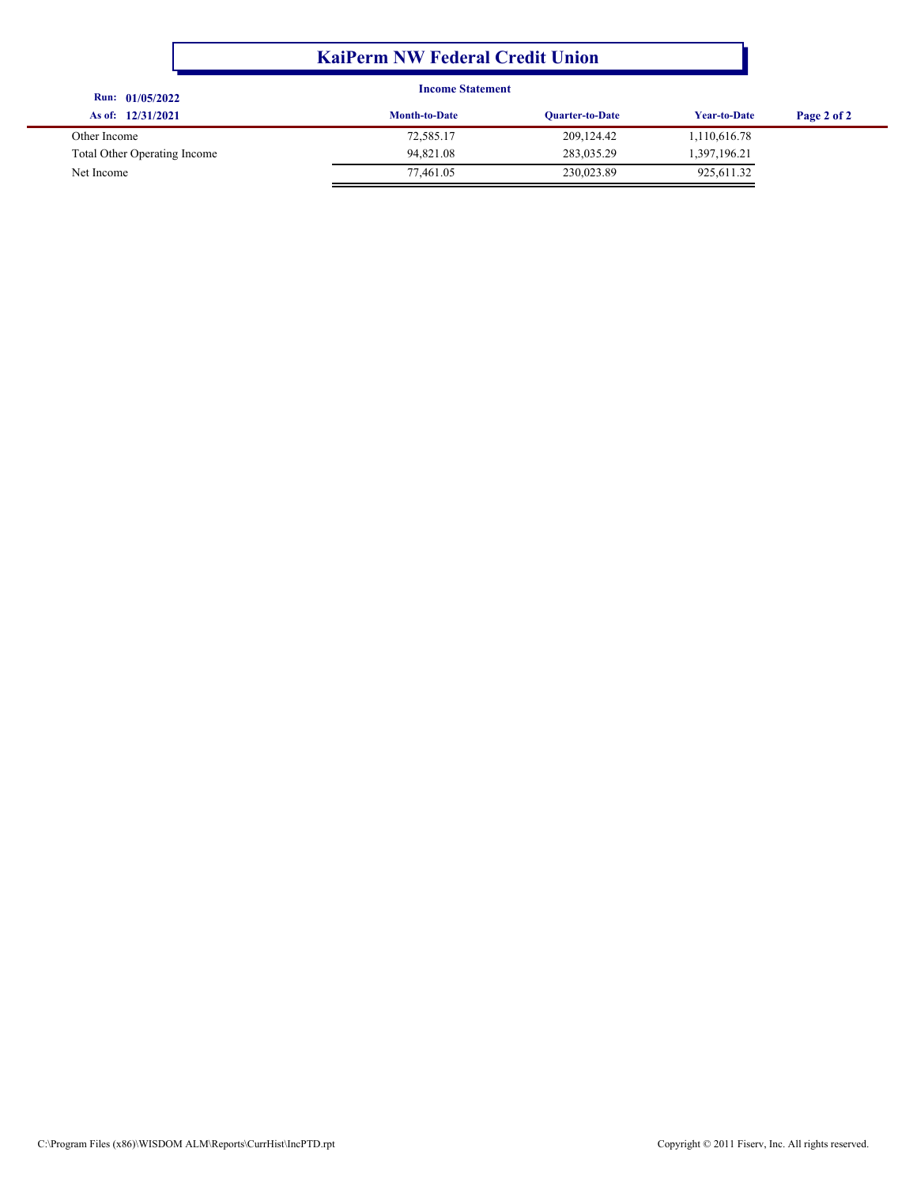# KaiPerm NW Federal Credit Union

**Income Statement**

**Run: 01/05/2022**
**As of: 12/31/2021**

| | Month-to-Date | Quarter-to-Date | Year-to-Date |
|---|---|---|---|
| Other Income | 72,585.17 | 209,124.42 | 1,110,616.78 |
| Total Other Operating Income | 94,821.08 | 283,035.29 | 1,397,196.21 |
| Net Income | 77,461.05 | 230,023.89 | 925,611.32 |

C:\Program Files (x86)\WISDOM ALM\Reports\CurrHist\IncPTD.rpt

Copyright © 2011 Fiserv, Inc. All rights reserved.